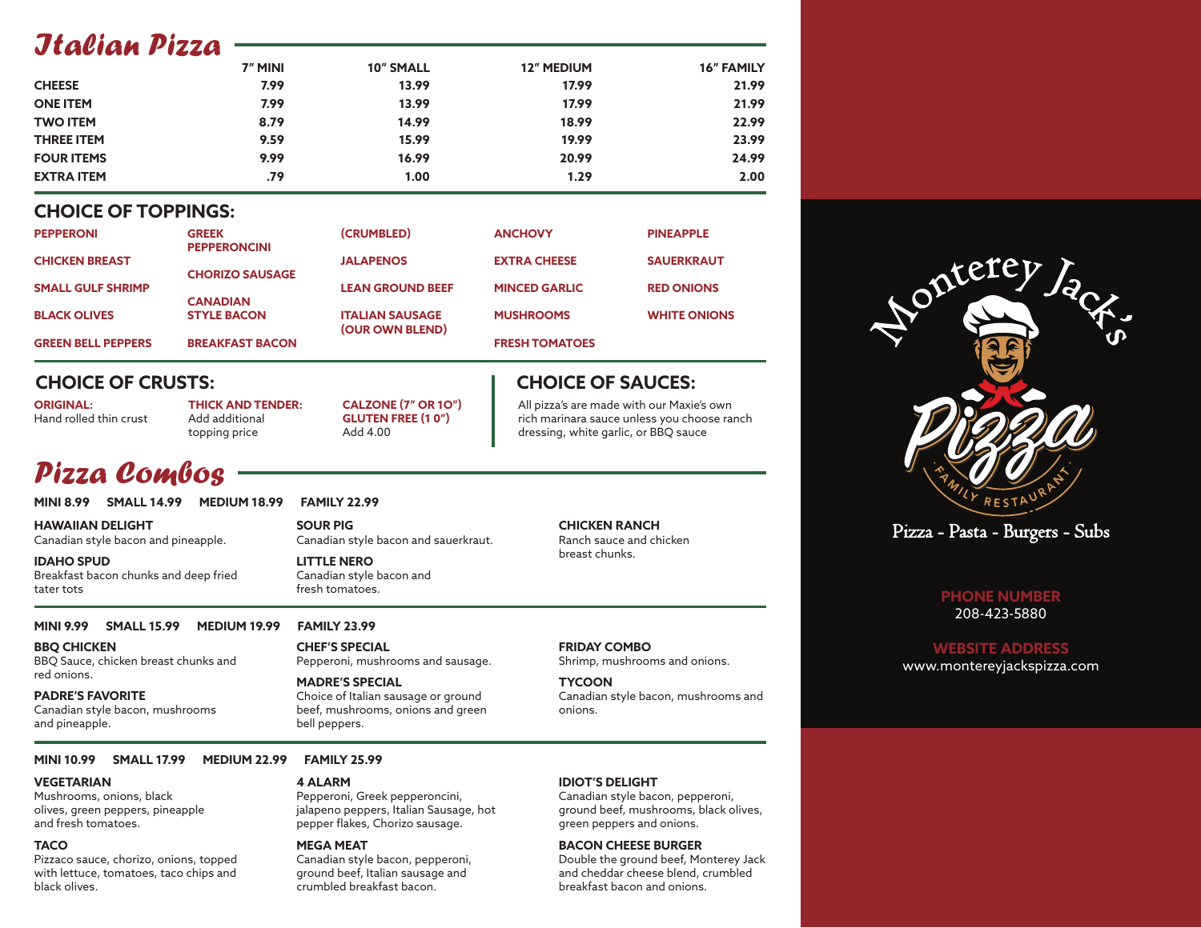# Italian Pizza

| | 7" MINI | 10" SMALL | 12" MEDIUM | 16" FAMILY |
|---|---|---|---|---|
| CHEESE | 7.99 | 13.99 | 17.99 | 21.99 |
| ONE ITEM | 7.99 | 13.99 | 17.99 | 21.99 |
| TWO ITEM | 8.79 | 14.99 | 18.99 | 22.99 |
| THREE ITEM | 9.59 | 15.99 | 19.99 | 23.99 |
| FOUR ITEMS | 9.99 | 16.99 | 20.99 | 24.99 |
| EXTRA ITEM | .79 | 1.00 | 1.29 | 2.00 |

## CHOICE OF TOPPINGS:

- PEPPERONI
- CHICKEN BREAST
- SMALL GULF SHRIMP
- BLACK OLIVES
- GREEN BELL PEPPERS
- GREEK PEPPERONCINI
- CHORIZO SAUSAGE
- CANADIAN STYLE BACON
- BREAKFAST BACON
- (CRUMBLED)
- JALAPENOS
- LEAN GROUND BEEF
- ITALIAN SAUSAGE (OUR OWN BLEND)
- ANCHOVY
- EXTRA CHEESE
- MINCED GARLIC
- MUSHROOMS
- FRESH TOMATOES
- PINEAPPLE
- SAUERKRAUT
- RED ONIONS
- WHITE ONIONS

## CHOICE OF CRUSTS:

**ORIGINAL:**
Hand rolled thin crust

**THICK AND TENDER:**
Add additional topping price

**CALZONE (7" OR 10")**
**GLUTEN FREE (1 0")**
Add 4.00

## CHOICE OF SAUCES:

All pizza's are made with our Maxie's own rich marinara sauce unless you choose ranch dressing, white garlic, or BBQ sauce

# Pizza Combos

**MINI 8.99 SMALL 14.99 MEDIUM 18.99 FAMILY 22.99**

**HAWAIIAN DELIGHT**
Canadian style bacon and pineapple.

**IDAHO SPUD**
Breakfast bacon chunks and deep fried tater tots

**SOUR PIG**
Canadian style bacon and sauerkraut.

**LITTLE NERO**
Canadian style bacon and fresh tomatoes.

**CHICKEN RANCH**
Ranch sauce and chicken breast chunks.

**MINI 9.99 SMALL 15.99 MEDIUM 19.99 FAMILY 23.99**

**BBQ CHICKEN**
BBQ Sauce, chicken breast chunks and red onions.

**PADRE'S FAVORITE**
Canadian style bacon, mushrooms and pineapple.

**CHEF'S SPECIAL**
Pepperoni, mushrooms and sausage.

**MADRE'S SPECIAL**
Choice of Italian sausage or ground beef, mushrooms, onions and green bell peppers.

**FRIDAY COMBO**
Shrimp, mushrooms and onions.

**TYCOON**
Canadian style bacon, mushrooms and onions.

**MINI 10.99 SMALL 17.99 MEDIUM 22.99 FAMILY 25.99**

**VEGETARIAN**
Mushrooms, onions, black olives, green peppers, pineapple and fresh tomatoes.

**TACO**
Pizzaco sauce, chorizo, onions, topped with lettuce, tomatoes, taco chips and black olives.

**4 ALARM**
Pepperoni, Greek pepperoncini, jalapeno peppers, Italian Sausage, hot pepper flakes, Chorizo sausage.

**MEGA MEAT**
Canadian style bacon, pepperoni, ground beef, Italian sausage and crumbled breakfast bacon.

**IDIOT'S DELIGHT**
Canadian style bacon, pepperoni, ground beef, mushrooms, black olives, green peppers and onions.

**BACON CHEESE BURGER**
Double the ground beef, Monterey Jack and cheddar cheese blend, crumbled breakfast bacon and onions.

Monterey Jack's Pizza
Family Restaurant

Pizza - Pasta - Burgers - Subs

**PHONE NUMBER**
208-423-5880

**WEBSITE ADDRESS**
www.montereyjackspizza.com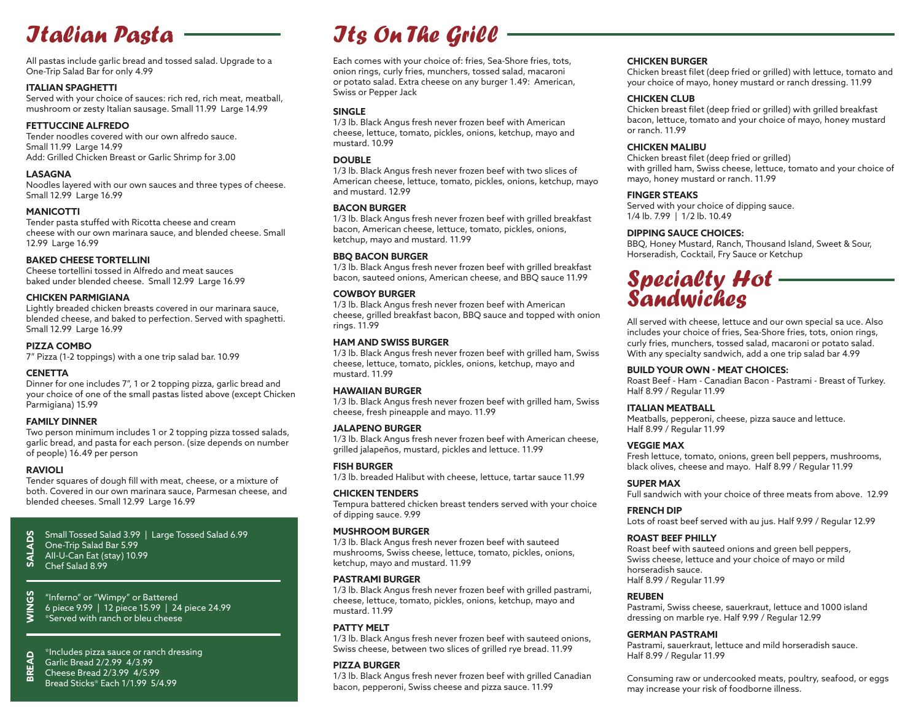# Italian Pasta

All pastas include garlic bread and tossed salad. Upgrade to a One-Trip Salad Bar for only 4.99

**ITALIAN SPAGHETTI**
Served with your choice of sauces: rich red, rich meat, meatball, mushroom or zesty Italian sausage. Small 11.99 Large 14.99

**FETTUCCINE ALFREDO**
Tender noodles covered with our own alfredo sauce.
Small 11.99 Large 14.99
Add: Grilled Chicken Breast or Garlic Shrimp for 3.00

**LASAGNA**
Noodles layered with our own sauces and three types of cheese.
Small 12.99 Large 16.99

**MANICOTTI**
Tender pasta stuffed with Ricotta cheese and cream cheese with our own marinara sauce, and blended cheese. Small 12.99 Large 16.99

**BAKED CHEESE TORTELLINI**
Cheese tortellini tossed in Alfredo and meat sauces baked under blended cheese. Small 12.99 Large 16.99

**CHICKEN PARMIGIANA**
Lightly breaded chicken breasts covered in our marinara sauce, blended cheese, and baked to perfection. Served with spaghetti.
Small 12.99 Large 16.99

**PIZZA COMBO**
7" Pizza (1-2 toppings) with a one trip salad bar. 10.99

**CENETTA**
Dinner for one includes 7", 1 or 2 topping pizza, garlic bread and your choice of one of the small pastas listed above (except Chicken Parmigiana) 15.99

**FAMILY DINNER**
Two person minimum includes 1 or 2 topping pizza tossed salads, garlic bread, and pasta for each person. (size depends on number of people) 16.49 per person

**RAVIOLI**
Tender squares of dough fill with meat, cheese, or a mixture of both. Covered in our own marinara sauce, Parmesan cheese, and blended cheeses. Small 12.99 Large 16.99

**SALADS**
Small Tossed Salad 3.99 | Large Tossed Salad 6.99
One-Trip Salad Bar 5.99
All-U-Can Eat (stay) 10.99
Chef Salad 8.99

**WINGS**
"Inferno" or "Wimpy" or Battered
6 piece 9.99 | 12 piece 15.99 | 24 piece 24.99
*Served with ranch or bleu cheese

**BREAD**
*Includes pizza sauce or ranch dressing
Garlic Bread 2/2.99 4/3.99
Cheese Bread 2/3.99 4/5.99
Bread Sticks* Each 1/1.99 5/4.99

# Its On The Grill

Each comes with your choice of: fries, Sea-Shore fries, tots, onion rings, curly fries, munchers, tossed salad, macaroni or potato salad. Extra cheese on any burger 1.49: American, Swiss or Pepper Jack

**SINGLE**
1/3 lb. Black Angus fresh never frozen beef with American cheese, lettuce, tomato, pickles, onions, ketchup, mayo and mustard. 10.99

**DOUBLE**
1/3 lb. Black Angus fresh never frozen beef with two slices of American cheese, lettuce, tomato, pickles, onions, ketchup, mayo and mustard. 12.99

**BACON BURGER**
1/3 lb. Black Angus fresh never frozen beef with grilled breakfast bacon, American cheese, lettuce, tomato, pickles, onions, ketchup, mayo and mustard. 11.99

**BBQ BACON BURGER**
1/3 lb. Black Angus fresh never frozen beef with grilled breakfast bacon, sauteed onions, American cheese, and BBQ sauce 11.99

**COWBOY BURGER**
1/3 lb. Black Angus fresh never frozen beef with American cheese, grilled breakfast bacon, BBQ sauce and topped with onion rings. 11.99

**HAM AND SWISS BURGER**
1/3 lb. Black Angus fresh never frozen beef with grilled ham, Swiss cheese, lettuce, tomato, pickles, onions, ketchup, mayo and mustard. 11.99

**HAWAIIAN BURGER**
1/3 lb. Black Angus fresh never frozen beef with grilled ham, Swiss cheese, fresh pineapple and mayo. 11.99

**JALAPENO BURGER**
1/3 lb. Black Angus fresh never frozen beef with American cheese, grilled jalapeños, mustard, pickles and lettuce. 11.99

**FISH BURGER**
1/3 lb. breaded Halibut with cheese, lettuce, tartar sauce 11.99

**CHICKEN TENDERS**
Tempura battered chicken breast tenders served with your choice of dipping sauce. 9.99

**MUSHROOM BURGER**
1/3 lb. Black Angus fresh never frozen beef with sauteed mushrooms, Swiss cheese, lettuce, tomato, pickles, onions, ketchup, mayo and mustard. 11.99

**PASTRAMI BURGER**
1/3 lb. Black Angus fresh never frozen beef with grilled pastrami, cheese, lettuce, tomato, pickles, onions, ketchup, mayo and mustard. 11.99

**PATTY MELT**
1/3 lb. Black Angus fresh never frozen beef with sauteed onions, Swiss cheese, between two slices of grilled rye bread. 11.99

**PIZZA BURGER**
1/3 lb. Black Angus fresh never frozen beef with grilled Canadian bacon, pepperoni, Swiss cheese and pizza sauce. 11.99

**CHICKEN BURGER**
Chicken breast filet (deep fried or grilled) with lettuce, tomato and your choice of mayo, honey mustard or ranch dressing. 11.99

**CHICKEN CLUB**
Chicken breast filet (deep fried or grilled) with grilled breakfast bacon, lettuce, tomato and your choice of mayo, honey mustard or ranch. 11.99

**CHICKEN MALIBU**
Chicken breast filet (deep fried or grilled) with grilled ham, Swiss cheese, lettuce, tomato and your choice of mayo, honey mustard or ranch. 11.99

**FINGER STEAKS**
Served with your choice of dipping sauce.
1/4 lb. 7.99 | 1/2 lb. 10.49

**DIPPING SAUCE CHOICES:**
BBQ, Honey Mustard, Ranch, Thousand Island, Sweet & Sour, Horseradish, Cocktail, Fry Sauce or Ketchup

# Specialty Hot Sandwiches

All served with cheese, lettuce and our own special sa uce. Also includes your choice of fries, Sea-Shore fries, tots, onion rings, curly fries, munchers, tossed salad, macaroni or potato salad. With any specialty sandwich, add a one trip salad bar 4.99

**BUILD YOUR OWN - MEAT CHOICES:**
Roast Beef - Ham - Canadian Bacon - Pastrami - Breast of Turkey.
Half 8.99 / Regular 11.99

**ITALIAN MEATBALL**
Meatballs, pepperoni, cheese, pizza sauce and lettuce.
Half 8.99 / Regular 11.99

**VEGGIE MAX**
Fresh lettuce, tomato, onions, green bell peppers, mushrooms, black olives, cheese and mayo. Half 8.99 / Regular 11.99

**SUPER MAX**
Full sandwich with your choice of three meats from above. 12.99

**FRENCH DIP**
Lots of roast beef served with au jus. Half 9.99 / Regular 12.99

**ROAST BEEF PHILLY**
Roast beef with sauteed onions and green bell peppers, Swiss cheese, lettuce and your choice of mayo or mild horseradish sauce.
Half 8.99 / Regular 11.99

**REUBEN**
Pastrami, Swiss cheese, sauerkraut, lettuce and 1000 island dressing on marble rye. Half 9.99 / Regular 12.99

**GERMAN PASTRAMI**
Pastrami, sauerkraut, lettuce and mild horseradish sauce.
Half 8.99 / Regular 11.99

Consuming raw or undercooked meats, poultry, seafood, or eggs may increase your risk of foodborne illness.